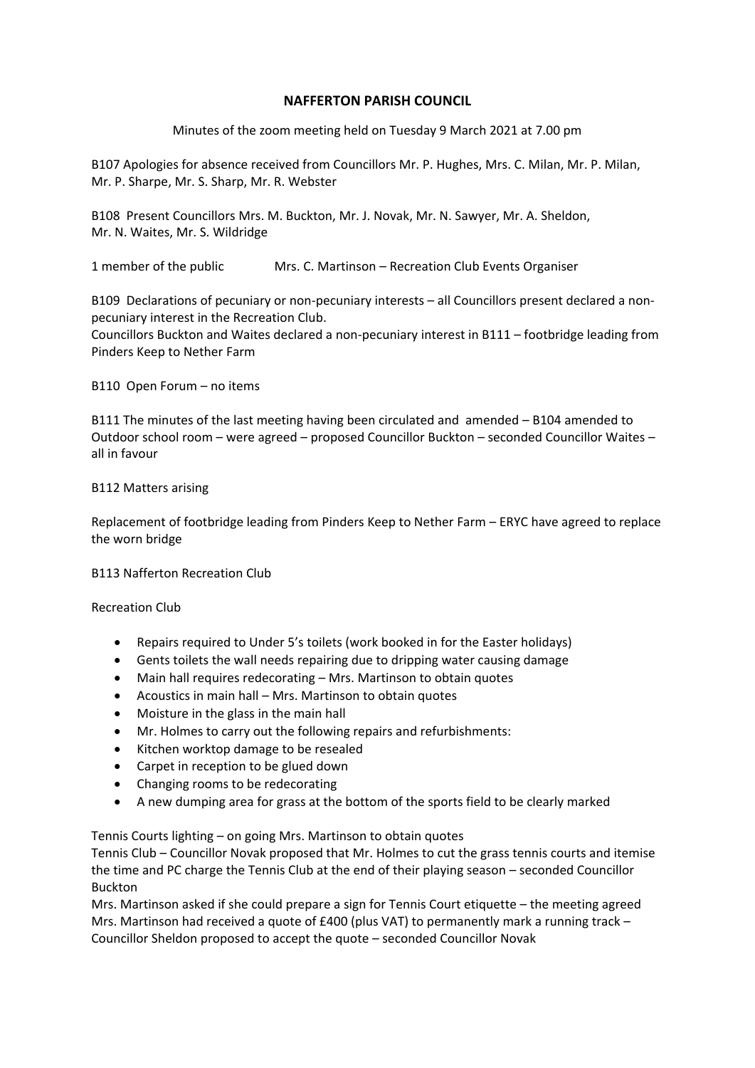# NAFFERTON PARISH COUNCIL

Minutes of the zoom meeting held on Tuesday 9 March 2021 at 7.00 pm

B107 Apologies for absence received from Councillors Mr. P. Hughes, Mrs. C. Milan, Mr. P. Milan, Mr. P. Sharpe, Mr. S. Sharp, Mr. R. Webster

B108 Present Councillors Mrs. M. Buckton, Mr. J. Novak, Mr. N. Sawyer, Mr. A. Sheldon, Mr. N. Waites, Mr. S. Wildridge

1 member of the public Mrs. C. Martinson – Recreation Club Events Organiser

B109 Declarations of pecuniary or non-pecuniary interests – all Councillors present declared a non-pecuniary interest in the Recreation Club.
Councillors Buckton and Waites declared a non-pecuniary interest in B111 – footbridge leading from Pinders Keep to Nether Farm

B110 Open Forum – no items

B111 The minutes of the last meeting having been circulated and amended – B104 amended to Outdoor school room – were agreed – proposed Councillor Buckton – seconded Councillor Waites – all in favour

B112 Matters arising

Replacement of footbridge leading from Pinders Keep to Nether Farm – ERYC have agreed to replace the worn bridge

B113 Nafferton Recreation Club

Recreation Club

- Repairs required to Under 5's toilets (work booked in for the Easter holidays)
- Gents toilets the wall needs repairing due to dripping water causing damage
- Main hall requires redecorating – Mrs. Martinson to obtain quotes
- Acoustics in main hall – Mrs. Martinson to obtain quotes
- Moisture in the glass in the main hall
- Mr. Holmes to carry out the following repairs and refurbishments:
- Kitchen worktop damage to be resealed
- Carpet in reception to be glued down
- Changing rooms to be redecorating
- A new dumping area for grass at the bottom of the sports field to be clearly marked

Tennis Courts lighting – on going Mrs. Martinson to obtain quotes
Tennis Club – Councillor Novak proposed that Mr. Holmes to cut the grass tennis courts and itemise the time and PC charge the Tennis Club at the end of their playing season – seconded Councillor Buckton
Mrs. Martinson asked if she could prepare a sign for Tennis Court etiquette – the meeting agreed
Mrs. Martinson had received a quote of £400 (plus VAT) to permanently mark a running track – Councillor Sheldon proposed to accept the quote – seconded Councillor Novak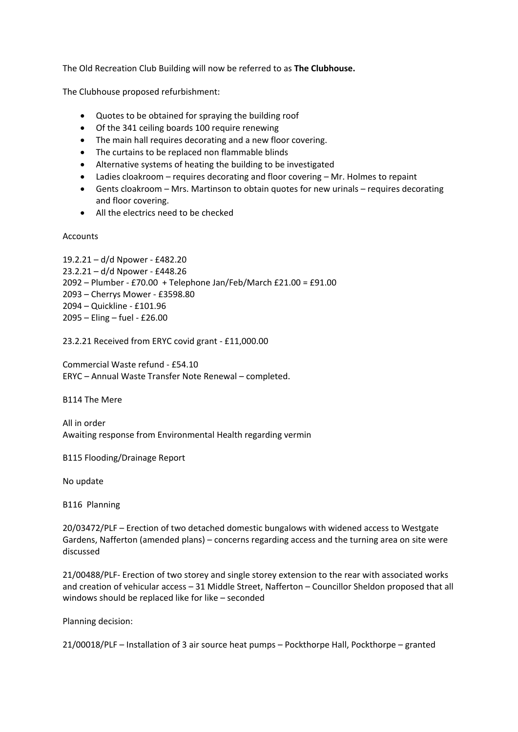The Old Recreation Club Building will now be referred to as **The Clubhouse.**

The Clubhouse proposed refurbishment:

- Quotes to be obtained for spraying the building roof
- Of the 341 ceiling boards 100 require renewing
- The main hall requires decorating and a new floor covering.
- The curtains to be replaced non flammable blinds
- Alternative systems of heating the building to be investigated
- Ladies cloakroom – requires decorating and floor covering – Mr. Holmes to repaint
- Gents cloakroom – Mrs. Martinson to obtain quotes for new urinals – requires decorating and floor covering.
- All the electrics need to be checked

Accounts

19.2.21 – d/d Npower - £482.20
23.2.21 – d/d Npower - £448.26
2092 – Plumber - £70.00 + Telephone Jan/Feb/March £21.00 = £91.00
2093 – Cherrys Mower - £3598.80
2094 – Quickline - £101.96
2095 – Eling – fuel - £26.00

23.2.21 Received from ERYC covid grant - £11,000.00

Commercial Waste refund - £54.10
ERYC – Annual Waste Transfer Note Renewal – completed.

B114 The Mere

All in order
Awaiting response from Environmental Health regarding vermin

B115 Flooding/Drainage Report

No update

B116 Planning

20/03472/PLF – Erection of two detached domestic bungalows with widened access to Westgate Gardens, Nafferton (amended plans) – concerns regarding access and the turning area on site were discussed

21/00488/PLF- Erection of two storey and single storey extension to the rear with associated works and creation of vehicular access – 31 Middle Street, Nafferton – Councillor Sheldon proposed that all windows should be replaced like for like – seconded

Planning decision:

21/00018/PLF – Installation of 3 air source heat pumps – Pockthorpe Hall, Pockthorpe – granted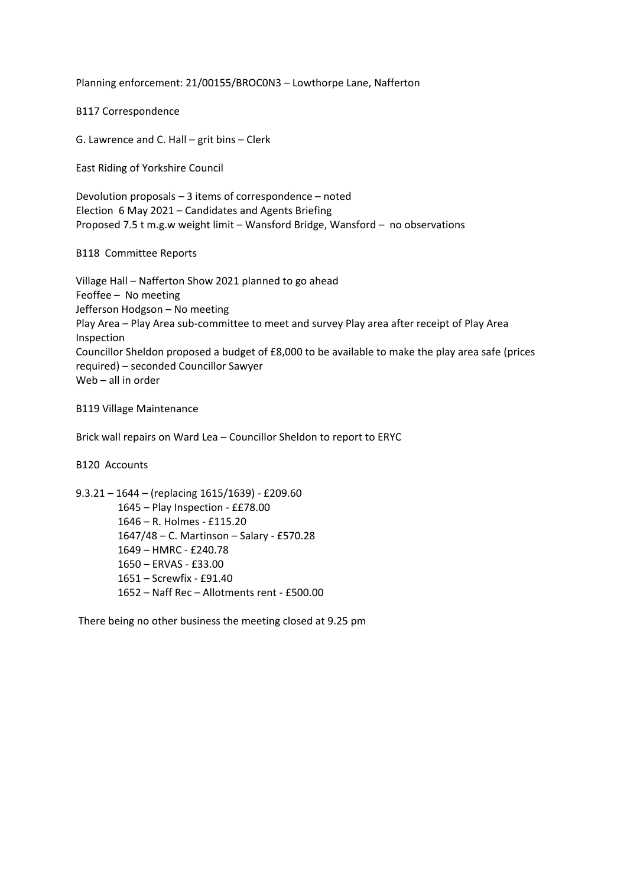Planning enforcement: 21/00155/BROC0N3 – Lowthorpe Lane, Nafferton

B117 Correspondence

G. Lawrence and C. Hall – grit bins – Clerk

East Riding of Yorkshire Council

Devolution proposals – 3 items of correspondence – noted
Election 6 May 2021 – Candidates and Agents Briefing
Proposed 7.5 t m.g.w weight limit – Wansford Bridge, Wansford – no observations

B118 Committee Reports

Village Hall – Nafferton Show 2021 planned to go ahead
Feoffee – No meeting
Jefferson Hodgson – No meeting
Play Area – Play Area sub-committee to meet and survey Play area after receipt of Play Area Inspection
Councillor Sheldon proposed a budget of £8,000 to be available to make the play area safe (prices required) – seconded Councillor Sawyer
Web – all in order

B119 Village Maintenance

Brick wall repairs on Ward Lea – Councillor Sheldon to report to ERYC

B120 Accounts

9.3.21 – 1644 – (replacing 1615/1639) - £209.60
1645 – Play Inspection - ££78.00
1646 – R. Holmes - £115.20
1647/48 – C. Martinson – Salary - £570.28
1649 – HMRC - £240.78
1650 – ERVAS - £33.00
1651 – Screwfix - £91.40
1652 – Naff Rec – Allotments rent - £500.00

There being no other business the meeting closed at 9.25 pm